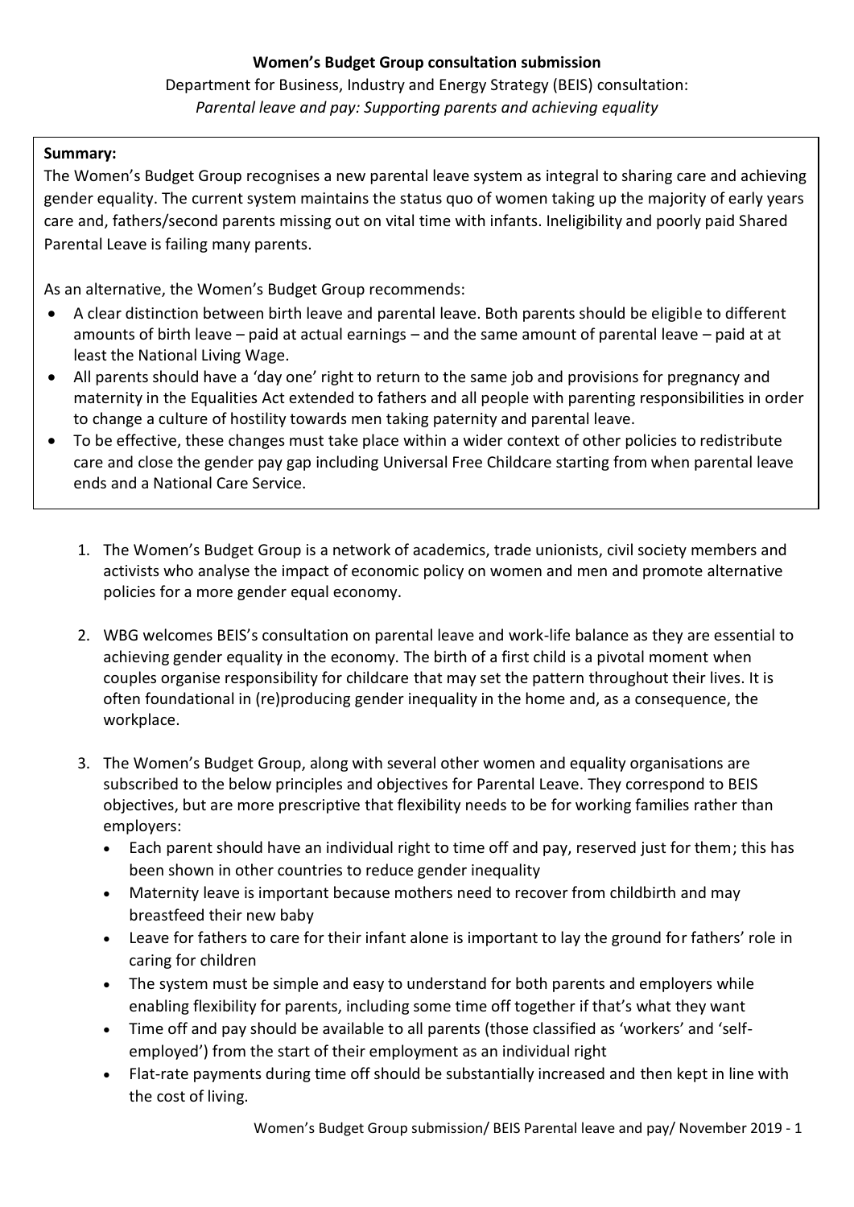**Women's Budget Group consultation submission**

Department for Business, Industry and Energy Strategy (BEIS) consultation:
*Parental leave and pay: Supporting parents and achieving equality*

**Summary:**

The Women's Budget Group recognises a new parental leave system as integral to sharing care and achieving gender equality. The current system maintains the status quo of women taking up the majority of early years care and, fathers/second parents missing out on vital time with infants. Ineligibility and poorly paid Shared Parental Leave is failing many parents.

As an alternative, the Women's Budget Group recommends:

- A clear distinction between birth leave and parental leave. Both parents should be eligible to different amounts of birth leave – paid at actual earnings – and the same amount of parental leave – paid at at least the National Living Wage.
- All parents should have a 'day one' right to return to the same job and provisions for pregnancy and maternity in the Equalities Act extended to fathers and all people with parenting responsibilities in order to change a culture of hostility towards men taking paternity and parental leave.
- To be effective, these changes must take place within a wider context of other policies to redistribute care and close the gender pay gap including Universal Free Childcare starting from when parental leave ends and a National Care Service.

1. The Women's Budget Group is a network of academics, trade unionists, civil society members and activists who analyse the impact of economic policy on women and men and promote alternative policies for a more gender equal economy.

2. WBG welcomes BEIS's consultation on parental leave and work-life balance as they are essential to achieving gender equality in the economy. The birth of a first child is a pivotal moment when couples organise responsibility for childcare that may set the pattern throughout their lives. It is often foundational in (re)producing gender inequality in the home and, as a consequence, the workplace.

3. The Women's Budget Group, along with several other women and equality organisations are subscribed to the below principles and objectives for Parental Leave. They correspond to BEIS objectives, but are more prescriptive that flexibility needs to be for working families rather than employers:
   - Each parent should have an individual right to time off and pay, reserved just for them; this has been shown in other countries to reduce gender inequality
   - Maternity leave is important because mothers need to recover from childbirth and may breastfeed their new baby
   - Leave for fathers to care for their infant alone is important to lay the ground for fathers' role in caring for children
   - The system must be simple and easy to understand for both parents and employers while enabling flexibility for parents, including some time off together if that's what they want
   - Time off and pay should be available to all parents (those classified as 'workers' and 'self-employed') from the start of their employment as an individual right
   - Flat-rate payments during time off should be substantially increased and then kept in line with the cost of living.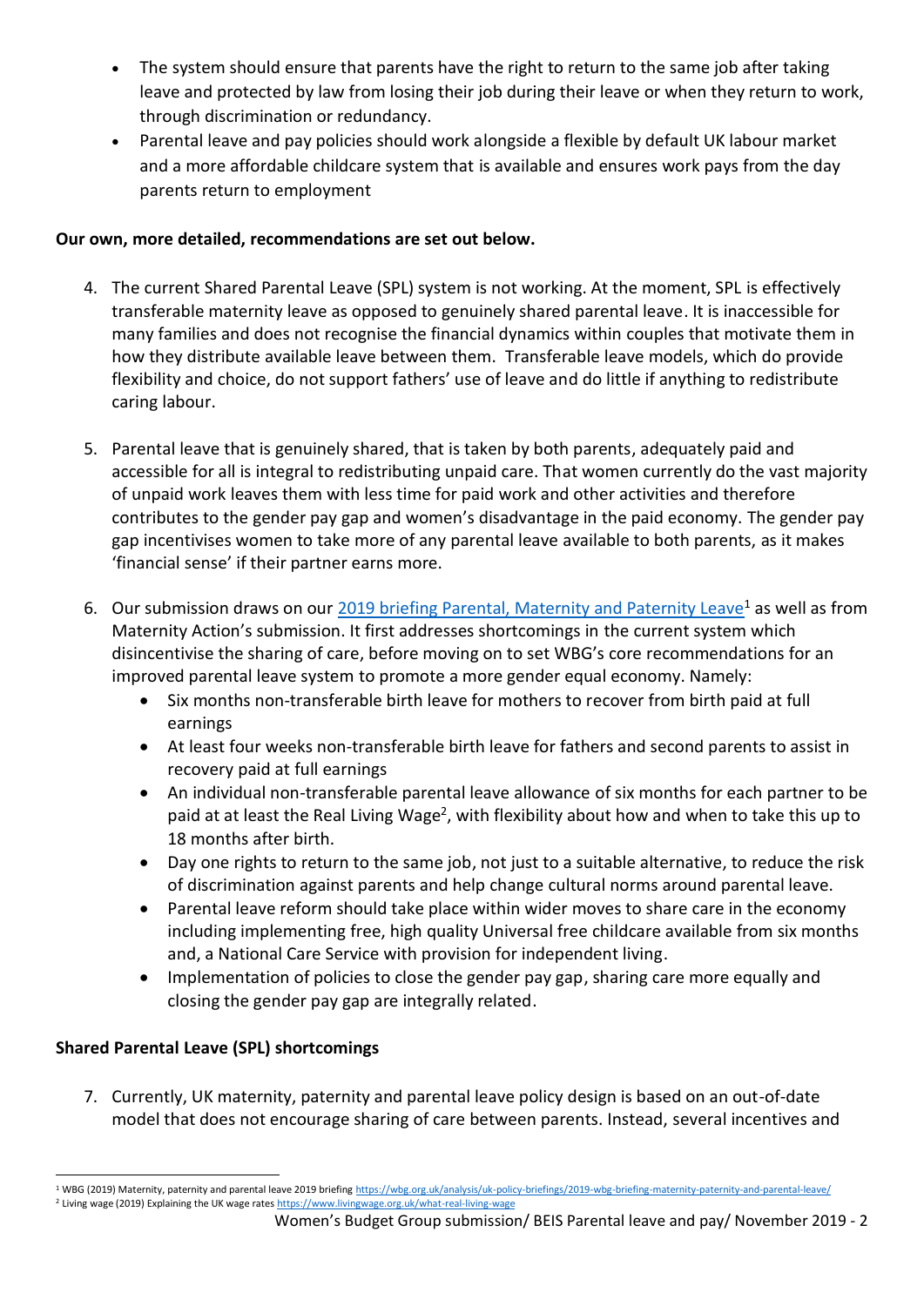- The system should ensure that parents have the right to return to the same job after taking leave and protected by law from losing their job during their leave or when they return to work, through discrimination or redundancy.
- Parental leave and pay policies should work alongside a flexible by default UK labour market and a more affordable childcare system that is available and ensures work pays from the day parents return to employment

**Our own, more detailed, recommendations are set out below.**

4. The current Shared Parental Leave (SPL) system is not working. At the moment, SPL is effectively transferable maternity leave as opposed to genuinely shared parental leave. It is inaccessible for many families and does not recognise the financial dynamics within couples that motivate them in how they distribute available leave between them. Transferable leave models, which do provide flexibility and choice, do not support fathers' use of leave and do little if anything to redistribute caring labour.

5. Parental leave that is genuinely shared, that is taken by both parents, adequately paid and accessible for all is integral to redistributing unpaid care. That women currently do the vast majority of unpaid work leaves them with less time for paid work and other activities and therefore contributes to the gender pay gap and women's disadvantage in the paid economy. The gender pay gap incentivises women to take more of any parental leave available to both parents, as it makes 'financial sense' if their partner earns more.

6. Our submission draws on our [2019 briefing Parental, Maternity and Paternity Leave](https://wbg.org.uk/analysis/uk-policy-briefings/2019-wbg-briefing-maternity-paternity-and-parental-leave/)[1] as well as from Maternity Action's submission. It first addresses shortcomings in the current system which disincentivise the sharing of care, before moving on to set WBG's core recommendations for an improved parental leave system to promote a more gender equal economy. Namely:
   - Six months non-transferable birth leave for mothers to recover from birth paid at full earnings
   - At least four weeks non-transferable birth leave for fathers and second parents to assist in recovery paid at full earnings
   - An individual non-transferable parental leave allowance of six months for each partner to be paid at at least the Real Living Wage[2], with flexibility about how and when to take this up to 18 months after birth.
   - Day one rights to return to the same job, not just to a suitable alternative, to reduce the risk of discrimination against parents and help change cultural norms around parental leave.
   - Parental leave reform should take place within wider moves to share care in the economy including implementing free, high quality Universal free childcare available from six months and, a National Care Service with provision for independent living.
   - Implementation of policies to close the gender pay gap, sharing care more equally and closing the gender pay gap are integrally related.

**Shared Parental Leave (SPL) shortcomings**

7. Currently, UK maternity, paternity and parental leave policy design is based on an out-of-date model that does not encourage sharing of care between parents. Instead, several incentives and

---

[1] WBG (2019) Maternity, paternity and parental leave 2019 briefing https://wbg.org.uk/analysis/uk-policy-briefings/2019-wbg-briefing-maternity-paternity-and-parental-leave/

[2] Living wage (2019) Explaining the UK wage rates https://www.livingwage.org.uk/what-real-living-wage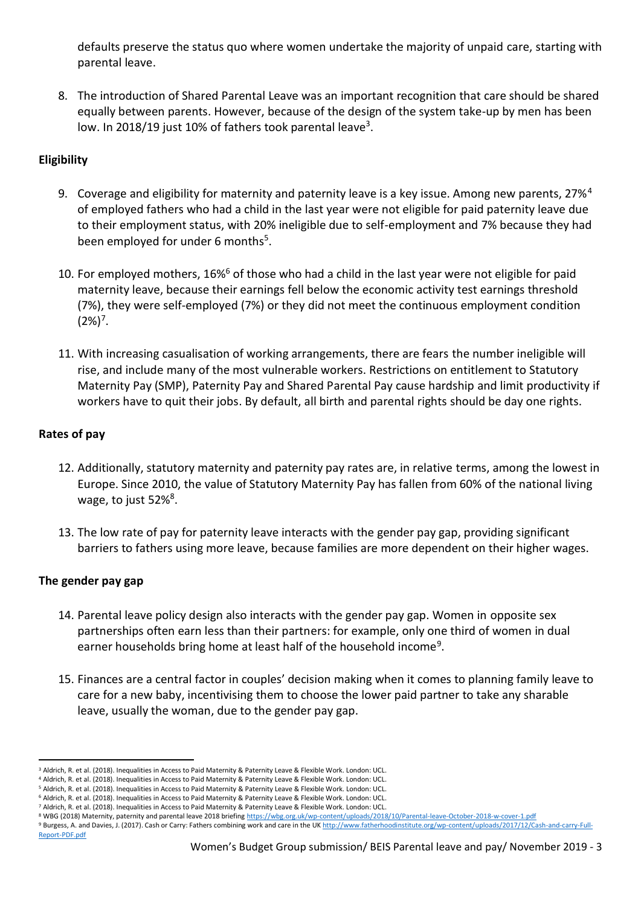defaults preserve the status quo where women undertake the majority of unpaid care, starting with parental leave.

8. The introduction of Shared Parental Leave was an important recognition that care should be shared equally between parents. However, because of the design of the system take-up by men has been low. In 2018/19 just 10% of fathers took parental leave[3].

**Eligibility**

9. Coverage and eligibility for maternity and paternity leave is a key issue. Among new parents, 27%[4] of employed fathers who had a child in the last year were not eligible for paid paternity leave due to their employment status, with 20% ineligible due to self-employment and 7% because they had been employed for under 6 months[5].

10. For employed mothers, 16%[6] of those who had a child in the last year were not eligible for paid maternity leave, because their earnings fell below the economic activity test earnings threshold (7%), they were self-employed (7%) or they did not meet the continuous employment condition (2%)[7].

11. With increasing casualisation of working arrangements, there are fears the number ineligible will rise, and include many of the most vulnerable workers. Restrictions on entitlement to Statutory Maternity Pay (SMP), Paternity Pay and Shared Parental Pay cause hardship and limit productivity if workers have to quit their jobs. By default, all birth and parental rights should be day one rights.

**Rates of pay**

12. Additionally, statutory maternity and paternity pay rates are, in relative terms, among the lowest in Europe. Since 2010, the value of Statutory Maternity Pay has fallen from 60% of the national living wage, to just 52%[8].

13. The low rate of pay for paternity leave interacts with the gender pay gap, providing significant barriers to fathers using more leave, because families are more dependent on their higher wages.

**The gender pay gap**

14. Parental leave policy design also interacts with the gender pay gap. Women in opposite sex partnerships often earn less than their partners: for example, only one third of women in dual earner households bring home at least half of the household income[9].

15. Finances are a central factor in couples' decision making when it comes to planning family leave to care for a new baby, incentivising them to choose the lower paid partner to take any sharable leave, usually the woman, due to the gender pay gap.

---

[3] Aldrich, R. et al. (2018). Inequalities in Access to Paid Maternity & Paternity Leave & Flexible Work. London: UCL.
[4] Aldrich, R. et al. (2018). Inequalities in Access to Paid Maternity & Paternity Leave & Flexible Work. London: UCL.
[5] Aldrich, R. et al. (2018). Inequalities in Access to Paid Maternity & Paternity Leave & Flexible Work. London: UCL.
[6] Aldrich, R. et al. (2018). Inequalities in Access to Paid Maternity & Paternity Leave & Flexible Work. London: UCL.
[7] Aldrich, R. et al. (2018). Inequalities in Access to Paid Maternity & Paternity Leave & Flexible Work. London: UCL.
[8] WBG (2018) Maternity, paternity and parental leave 2018 briefing https://wbg.org.uk/wp-content/uploads/2018/10/Parental-leave-October-2018-w-cover-1.pdf
[9] Burgess, A. and Davies, J. (2017). Cash or Carry: Fathers combining work and care in the UK http://www.fatherhoodinstitute.org/wp-content/uploads/2017/12/Cash-and-carry-Full-Report-PDF.pdf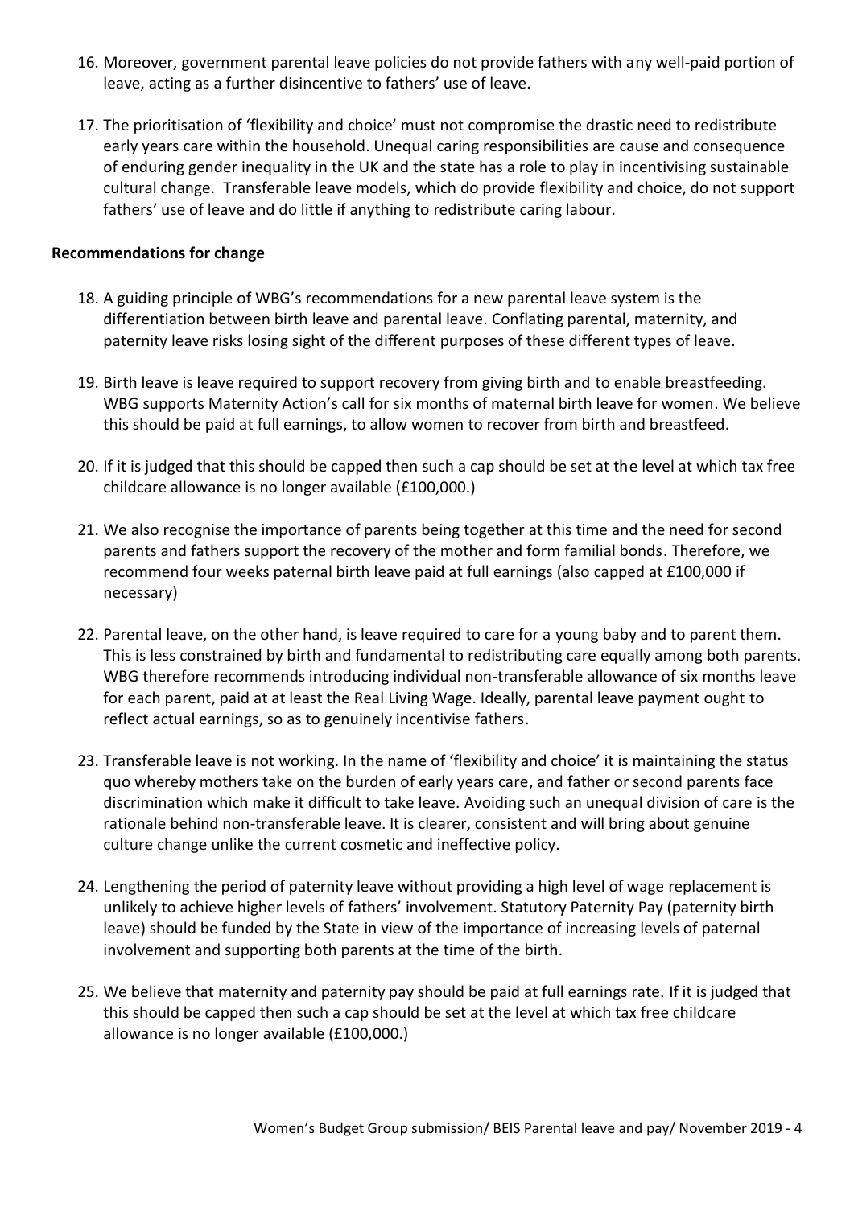16. Moreover, government parental leave policies do not provide fathers with any well-paid portion of leave, acting as a further disincentive to fathers' use of leave.

17. The prioritisation of 'flexibility and choice' must not compromise the drastic need to redistribute early years care within the household. Unequal caring responsibilities are cause and consequence of enduring gender inequality in the UK and the state has a role to play in incentivising sustainable cultural change. Transferable leave models, which do provide flexibility and choice, do not support fathers' use of leave and do little if anything to redistribute caring labour.

**Recommendations for change**

18. A guiding principle of WBG's recommendations for a new parental leave system is the differentiation between birth leave and parental leave. Conflating parental, maternity, and paternity leave risks losing sight of the different purposes of these different types of leave.

19. Birth leave is leave required to support recovery from giving birth and to enable breastfeeding. WBG supports Maternity Action's call for six months of maternal birth leave for women. We believe this should be paid at full earnings, to allow women to recover from birth and breastfeed.

20. If it is judged that this should be capped then such a cap should be set at the level at which tax free childcare allowance is no longer available (£100,000.)

21. We also recognise the importance of parents being together at this time and the need for second parents and fathers support the recovery of the mother and form familial bonds. Therefore, we recommend four weeks paternal birth leave paid at full earnings (also capped at £100,000 if necessary)

22. Parental leave, on the other hand, is leave required to care for a young baby and to parent them. This is less constrained by birth and fundamental to redistributing care equally among both parents. WBG therefore recommends introducing individual non-transferable allowance of six months leave for each parent, paid at at least the Real Living Wage. Ideally, parental leave payment ought to reflect actual earnings, so as to genuinely incentivise fathers.

23. Transferable leave is not working. In the name of 'flexibility and choice' it is maintaining the status quo whereby mothers take on the burden of early years care, and father or second parents face discrimination which make it difficult to take leave. Avoiding such an unequal division of care is the rationale behind non-transferable leave. It is clearer, consistent and will bring about genuine culture change unlike the current cosmetic and ineffective policy.

24. Lengthening the period of paternity leave without providing a high level of wage replacement is unlikely to achieve higher levels of fathers' involvement. Statutory Paternity Pay (paternity birth leave) should be funded by the State in view of the importance of increasing levels of paternal involvement and supporting both parents at the time of the birth.

25. We believe that maternity and paternity pay should be paid at full earnings rate. If it is judged that this should be capped then such a cap should be set at the level at which tax free childcare allowance is no longer available (£100,000.)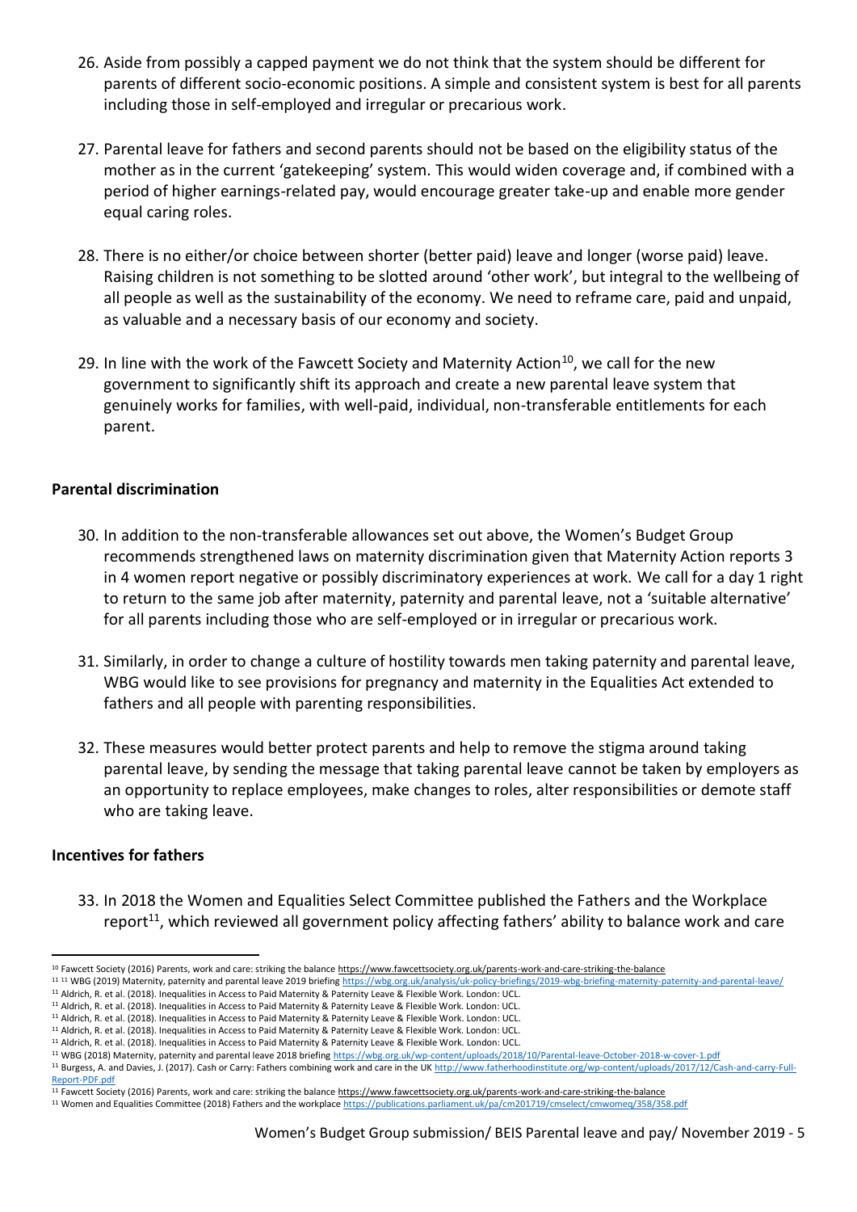26. Aside from possibly a capped payment we do not think that the system should be different for parents of different socio-economic positions. A simple and consistent system is best for all parents including those in self-employed and irregular or precarious work.

27. Parental leave for fathers and second parents should not be based on the eligibility status of the mother as in the current 'gatekeeping' system. This would widen coverage and, if combined with a period of higher earnings-related pay, would encourage greater take-up and enable more gender equal caring roles.

28. There is no either/or choice between shorter (better paid) leave and longer (worse paid) leave. Raising children is not something to be slotted around 'other work', but integral to the wellbeing of all people as well as the sustainability of the economy. We need to reframe care, paid and unpaid, as valuable and a necessary basis of our economy and society.

29. In line with the work of the Fawcett Society and Maternity Action[10], we call for the new government to significantly shift its approach and create a new parental leave system that genuinely works for families, with well-paid, individual, non-transferable entitlements for each parent.

**Parental discrimination**

30. In addition to the non-transferable allowances set out above, the Women's Budget Group recommends strengthened laws on maternity discrimination given that Maternity Action reports 3 in 4 women report negative or possibly discriminatory experiences at work. We call for a day 1 right to return to the same job after maternity, paternity and parental leave, not a 'suitable alternative' for all parents including those who are self-employed or in irregular or precarious work.

31. Similarly, in order to change a culture of hostility towards men taking paternity and parental leave, WBG would like to see provisions for pregnancy and maternity in the Equalities Act extended to fathers and all people with parenting responsibilities.

32. These measures would better protect parents and help to remove the stigma around taking parental leave, by sending the message that taking parental leave cannot be taken by employers as an opportunity to replace employees, make changes to roles, alter responsibilities or demote staff who are taking leave.

**Incentives for fathers**

33. In 2018 the Women and Equalities Select Committee published the Fathers and the Workplace report[11], which reviewed all government policy affecting fathers' ability to balance work and care

---

[10] Fawcett Society (2016) Parents, work and care: striking the balance https://www.fawcettsociety.org.uk/parents-work-and-care-striking-the-balance

[11] [11] WBG (2019) Maternity, paternity and parental leave 2019 briefing https://wbg.org.uk/analysis/uk-policy-briefings/2019-wbg-briefing-maternity-paternity-and-parental-leave/

[11] Aldrich, R. et al. (2018). Inequalities in Access to Paid Maternity & Paternity Leave & Flexible Work. London: UCL.

[11] Aldrich, R. et al. (2018). Inequalities in Access to Paid Maternity & Paternity Leave & Flexible Work. London: UCL.

[11] Aldrich, R. et al. (2018). Inequalities in Access to Paid Maternity & Paternity Leave & Flexible Work. London: UCL.

[11] Aldrich, R. et al. (2018). Inequalities in Access to Paid Maternity & Paternity Leave & Flexible Work. London: UCL.

[11] Aldrich, R. et al. (2018). Inequalities in Access to Paid Maternity & Paternity Leave & Flexible Work. London: UCL.

[11] WBG (2018) Maternity, paternity and parental leave 2018 briefing https://wbg.org.uk/wp-content/uploads/2018/10/Parental-leave-October-2018-w-cover-1.pdf

[11] Burgess, A. and Davies, J. (2017). Cash or Carry: Fathers combining work and care in the UK http://www.fatherhoodinstitute.org/wp-content/uploads/2017/12/Cash-and-carry-Full-Report-PDF.pdf

[11] Fawcett Society (2016) Parents, work and care: striking the balance https://www.fawcettsociety.org.uk/parents-work-and-care-striking-the-balance

[11] Women and Equalities Committee (2018) Fathers and the workplace https://publications.parliament.uk/pa/cm201719/cmselect/cmwomeq/358/358.pdf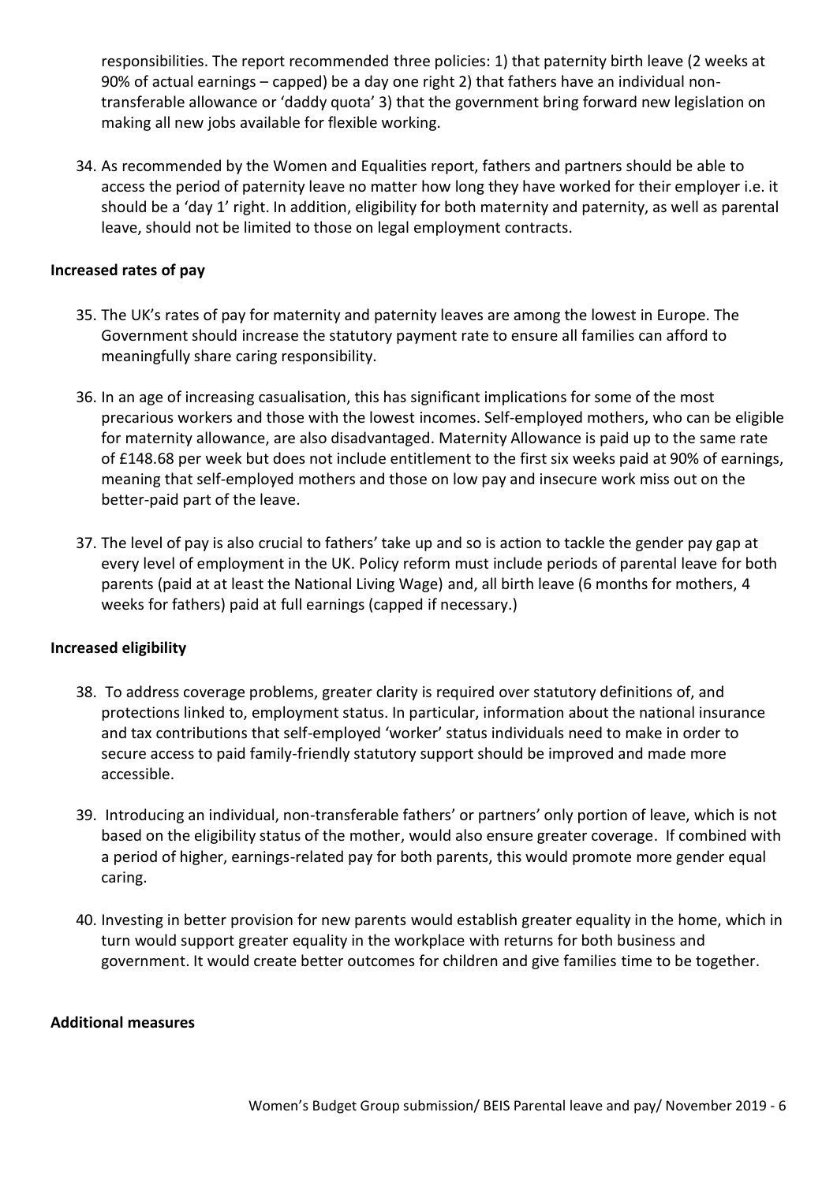responsibilities. The report recommended three policies: 1) that paternity birth leave (2 weeks at 90% of actual earnings – capped) be a day one right 2) that fathers have an individual non-transferable allowance or 'daddy quota' 3) that the government bring forward new legislation on making all new jobs available for flexible working.

34. As recommended by the Women and Equalities report, fathers and partners should be able to access the period of paternity leave no matter how long they have worked for their employer i.e. it should be a 'day 1' right. In addition, eligibility for both maternity and paternity, as well as parental leave, should not be limited to those on legal employment contracts.

**Increased rates of pay**

35. The UK's rates of pay for maternity and paternity leaves are among the lowest in Europe. The Government should increase the statutory payment rate to ensure all families can afford to meaningfully share caring responsibility.

36. In an age of increasing casualisation, this has significant implications for some of the most precarious workers and those with the lowest incomes. Self-employed mothers, who can be eligible for maternity allowance, are also disadvantaged. Maternity Allowance is paid up to the same rate of £148.68 per week but does not include entitlement to the first six weeks paid at 90% of earnings, meaning that self-employed mothers and those on low pay and insecure work miss out on the better-paid part of the leave.

37. The level of pay is also crucial to fathers' take up and so is action to tackle the gender pay gap at every level of employment in the UK. Policy reform must include periods of parental leave for both parents (paid at at least the National Living Wage) and, all birth leave (6 months for mothers, 4 weeks for fathers) paid at full earnings (capped if necessary.)

**Increased eligibility**

38. To address coverage problems, greater clarity is required over statutory definitions of, and protections linked to, employment status. In particular, information about the national insurance and tax contributions that self-employed 'worker' status individuals need to make in order to secure access to paid family-friendly statutory support should be improved and made more accessible.

39. Introducing an individual, non-transferable fathers' or partners' only portion of leave, which is not based on the eligibility status of the mother, would also ensure greater coverage. If combined with a period of higher, earnings-related pay for both parents, this would promote more gender equal caring.

40. Investing in better provision for new parents would establish greater equality in the home, which in turn would support greater equality in the workplace with returns for both business and government. It would create better outcomes for children and give families time to be together.

**Additional measures**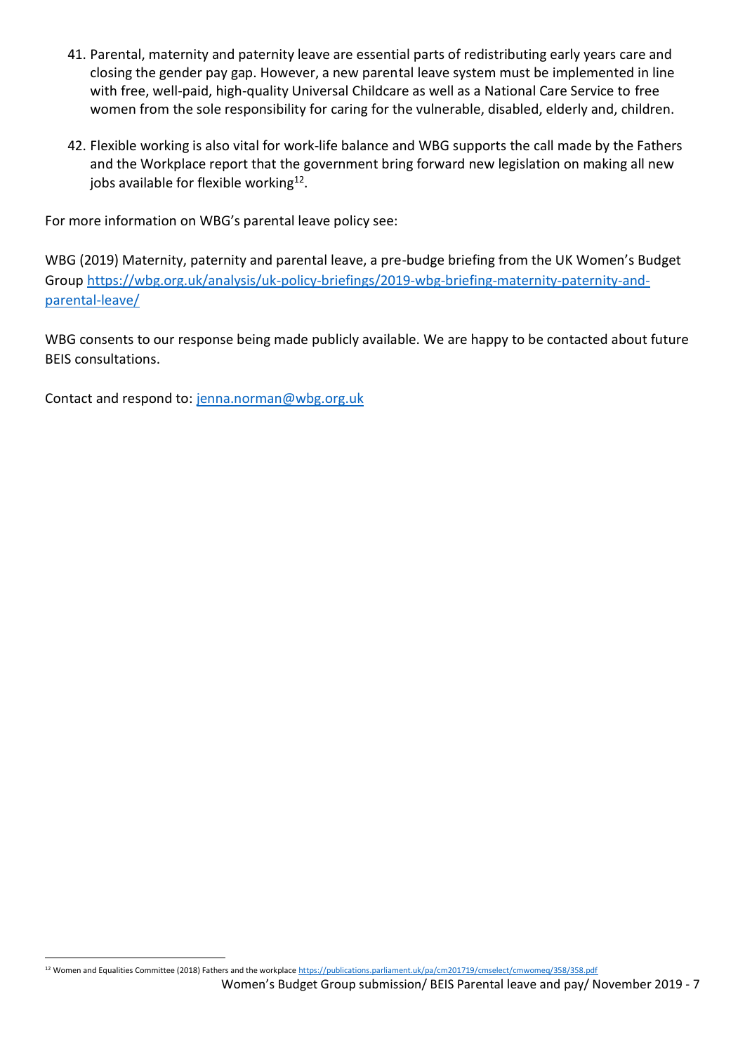41. Parental, maternity and paternity leave are essential parts of redistributing early years care and closing the gender pay gap. However, a new parental leave system must be implemented in line with free, well-paid, high-quality Universal Childcare as well as a National Care Service to free women from the sole responsibility for caring for the vulnerable, disabled, elderly and, children.

42. Flexible working is also vital for work-life balance and WBG supports the call made by the Fathers and the Workplace report that the government bring forward new legislation on making all new jobs available for flexible working[12].

For more information on WBG's parental leave policy see:

WBG (2019) Maternity, paternity and parental leave, a pre-budge briefing from the UK Women's Budget Group https://wbg.org.uk/analysis/uk-policy-briefings/2019-wbg-briefing-maternity-paternity-and-parental-leave/

WBG consents to our response being made publicly available. We are happy to be contacted about future BEIS consultations.

Contact and respond to: jenna.norman@wbg.org.uk

[12] Women and Equalities Committee (2018) Fathers and the workplace https://publications.parliament.uk/pa/cm201719/cmselect/cmwomeq/358/358.pdf